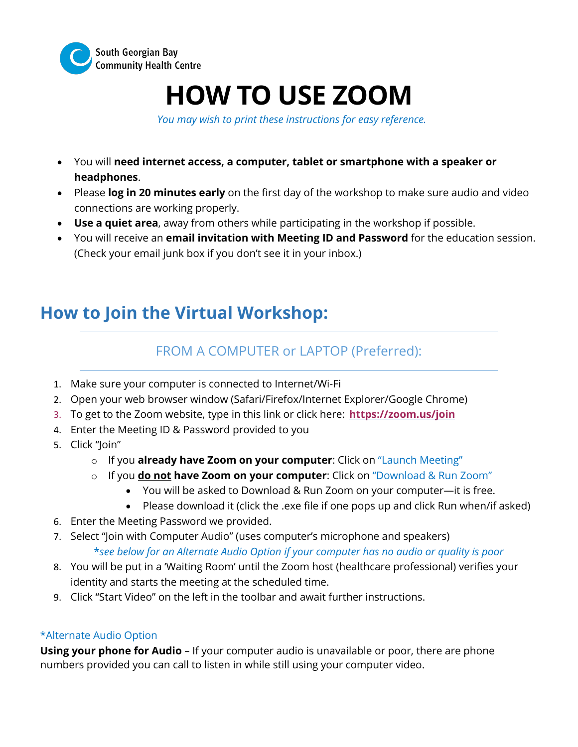South Georgian Bay Community Health Centre

# HOW TO USE ZOOM

*You may wish to print these instructions for easy reference.*

- You will **need internet access, a computer, tablet or smartphone with a speaker or headphones**.
- Please **log in 20 minutes early** on the first day of the workshop to make sure audio and video connections are working properly.
- **Use a quiet area**, away from others while participating in the workshop if possible.
- You will receive an **email invitation with Meeting ID and Password** for the education session. (Check your email junk box if you don't see it in your inbox.)

## How to Join the Virtual Workshop:

### FROM A COMPUTER or LAPTOP (Preferred):

1. Make sure your computer is connected to Internet/Wi-Fi
2. Open your web browser window (Safari/Firefox/Internet Explorer/Google Chrome)
3. To get to the Zoom website, type in this link or click here: **https://zoom.us/join**
4. Enter the Meeting ID & Password provided to you
5. Click "Join"
   - If you **already have Zoom on your computer**: Click on "Launch Meeting"
   - If you **do not have Zoom on your computer**: Click on "Download & Run Zoom"
     - You will be asked to Download & Run Zoom on your computer—it is free.
     - Please download it (click the .exe file if one pops up and click Run when/if asked)
6. Enter the Meeting Password we provided.
7. Select "Join with Computer Audio" (uses computer's microphone and speakers)

   *\*see below for an Alternate Audio Option if your computer has no audio or quality is poor*
8. You will be put in a 'Waiting Room' until the Zoom host (healthcare professional) verifies your identity and starts the meeting at the scheduled time.
9. Click "Start Video" on the left in the toolbar and await further instructions.

*Alternate Audio Option

**Using your phone for Audio** – If your computer audio is unavailable or poor, there are phone numbers provided you can call to listen in while still using your computer video.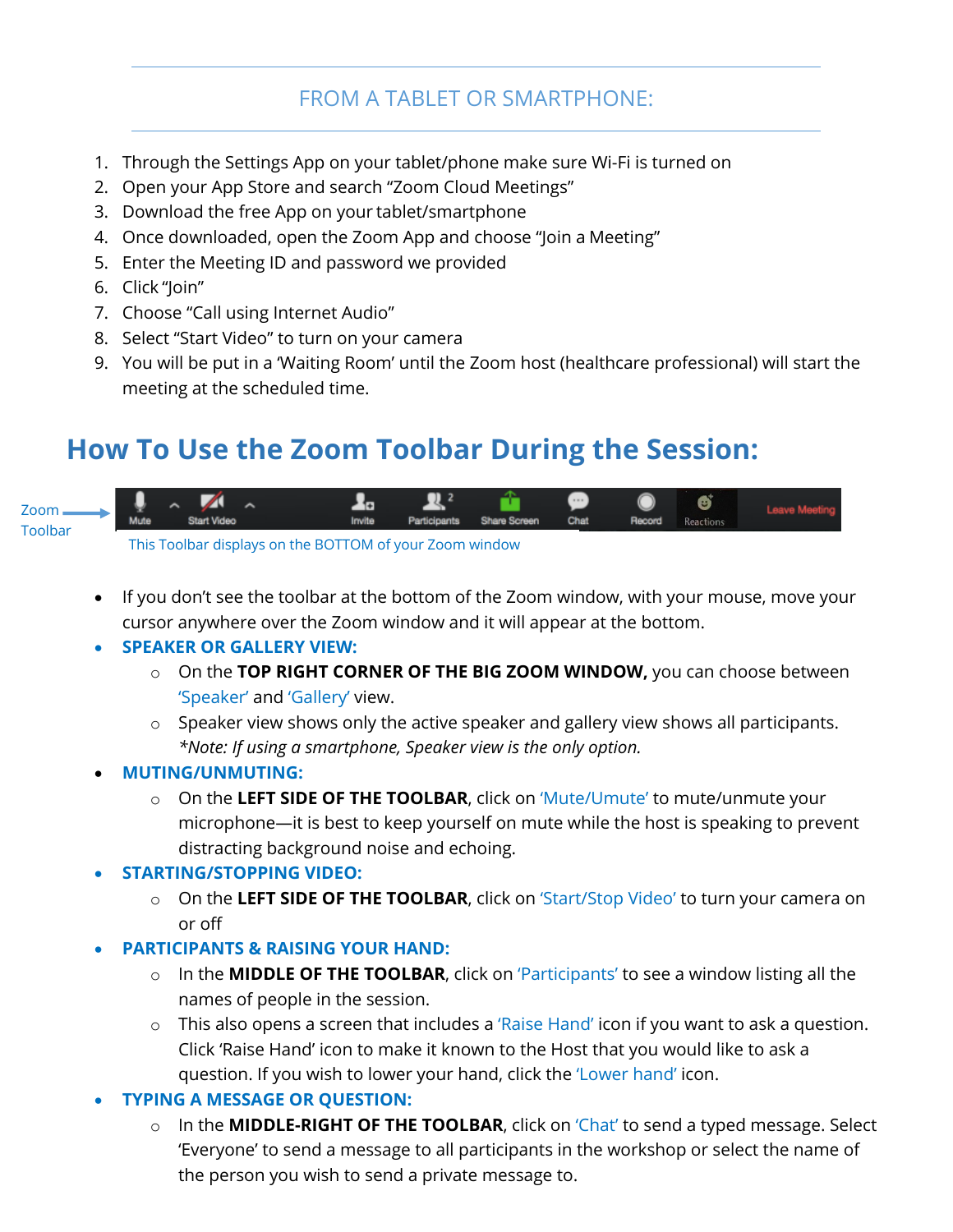## FROM A TABLET OR SMARTPHONE:

1. Through the Settings App on your tablet/phone make sure Wi-Fi is turned on
2. Open your App Store and search "Zoom Cloud Meetings"
3. Download the free App on your tablet/smartphone
4. Once downloaded, open the Zoom App and choose "Join a Meeting"
5. Enter the Meeting ID and password we provided
6. Click "Join"
7. Choose "Call using Internet Audio"
8. Select "Start Video" to turn on your camera
9. You will be put in a 'Waiting Room' until the Zoom host (healthcare professional) will start the meeting at the scheduled time.

# How To Use the Zoom Toolbar During the Session:

Zoom Toolbar

Mute | Start Video | Invite | Participants | Share Screen | Chat | Record | Reactions | Leave Meeting

This Toolbar displays on the BOTTOM of your Zoom window

- If you don't see the toolbar at the bottom of the Zoom window, with your mouse, move your cursor anywhere over the Zoom window and it will appear at the bottom.
- **SPEAKER OR GALLERY VIEW:**
  - On the **TOP RIGHT CORNER OF THE BIG ZOOM WINDOW,** you can choose between 'Speaker' and 'Gallery' view.
  - Speaker view shows only the active speaker and gallery view shows all participants. *\*Note: If using a smartphone, Speaker view is the only option.*
- **MUTING/UNMUTING:**
  - On the **LEFT SIDE OF THE TOOLBAR**, click on 'Mute/Umute' to mute/unmute your microphone—it is best to keep yourself on mute while the host is speaking to prevent distracting background noise and echoing.
- **STARTING/STOPPING VIDEO:**
  - On the **LEFT SIDE OF THE TOOLBAR**, click on 'Start/Stop Video' to turn your camera on or off
- **PARTICIPANTS & RAISING YOUR HAND:**
  - In the **MIDDLE OF THE TOOLBAR**, click on 'Participants' to see a window listing all the names of people in the session.
  - This also opens a screen that includes a 'Raise Hand' icon if you want to ask a question. Click 'Raise Hand' icon to make it known to the Host that you would like to ask a question. If you wish to lower your hand, click the 'Lower hand' icon.
- **TYPING A MESSAGE OR QUESTION:**
  - In the **MIDDLE-RIGHT OF THE TOOLBAR**, click on 'Chat' to send a typed message. Select 'Everyone' to send a message to all participants in the workshop or select the name of the person you wish to send a private message to.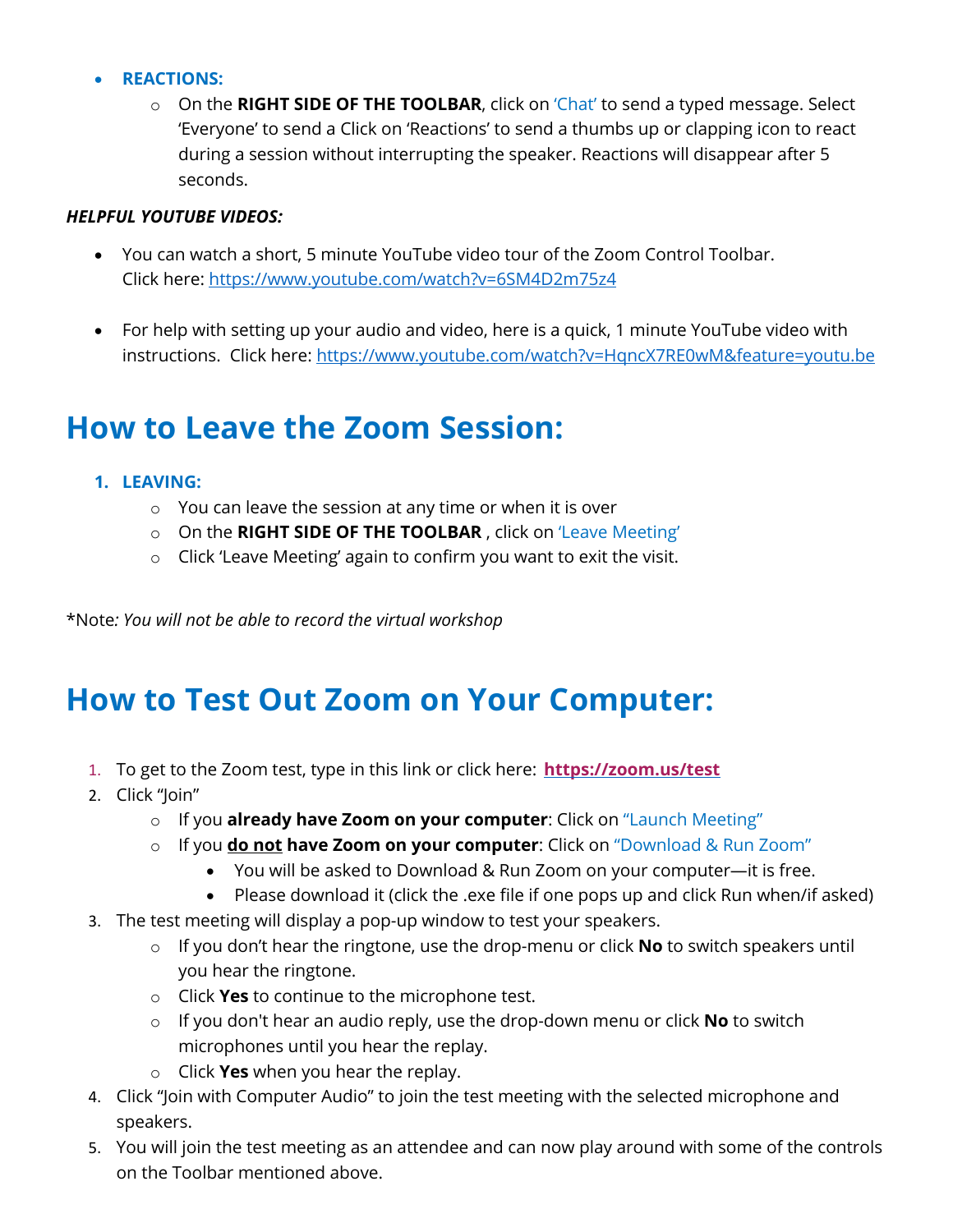- **REACTIONS:**
  - On the **RIGHT SIDE OF THE TOOLBAR**, click on 'Chat' to send a typed message. Select 'Everyone' to send a Click on 'Reactions' to send a thumbs up or clapping icon to react during a session without interrupting the speaker. Reactions will disappear after 5 seconds.

***HELPFUL YOUTUBE VIDEOS:***

- You can watch a short, 5 minute YouTube video tour of the Zoom Control Toolbar. Click here: https://www.youtube.com/watch?v=6SM4D2m75z4

- For help with setting up your audio and video, here is a quick, 1 minute YouTube video with instructions. Click here: https://www.youtube.com/watch?v=HqncX7RE0wM&feature=youtu.be

# How to Leave the Zoom Session:

1. **LEAVING:**
   - You can leave the session at any time or when it is over
   - On the **RIGHT SIDE OF THE TOOLBAR** , click on 'Leave Meeting'
   - Click 'Leave Meeting' again to confirm you want to exit the visit.

*Note*: You will not be able to record the virtual workshop*

# How to Test Out Zoom on Your Computer:

1. To get to the Zoom test, type in this link or click here: **https://zoom.us/test**
2. Click "Join"
   - If you **already have Zoom on your computer**: Click on "Launch Meeting"
   - If you **do not have Zoom on your computer**: Click on "Download & Run Zoom"
     - You will be asked to Download & Run Zoom on your computer—it is free.
     - Please download it (click the .exe file if one pops up and click Run when/if asked)
3. The test meeting will display a pop-up window to test your speakers.
   - If you don't hear the ringtone, use the drop-menu or click **No** to switch speakers until you hear the ringtone.
   - Click **Yes** to continue to the microphone test.
   - If you don't hear an audio reply, use the drop-down menu or click **No** to switch microphones until you hear the replay.
   - Click **Yes** when you hear the replay.
4. Click "Join with Computer Audio" to join the test meeting with the selected microphone and speakers.
5. You will join the test meeting as an attendee and can now play around with some of the controls on the Toolbar mentioned above.